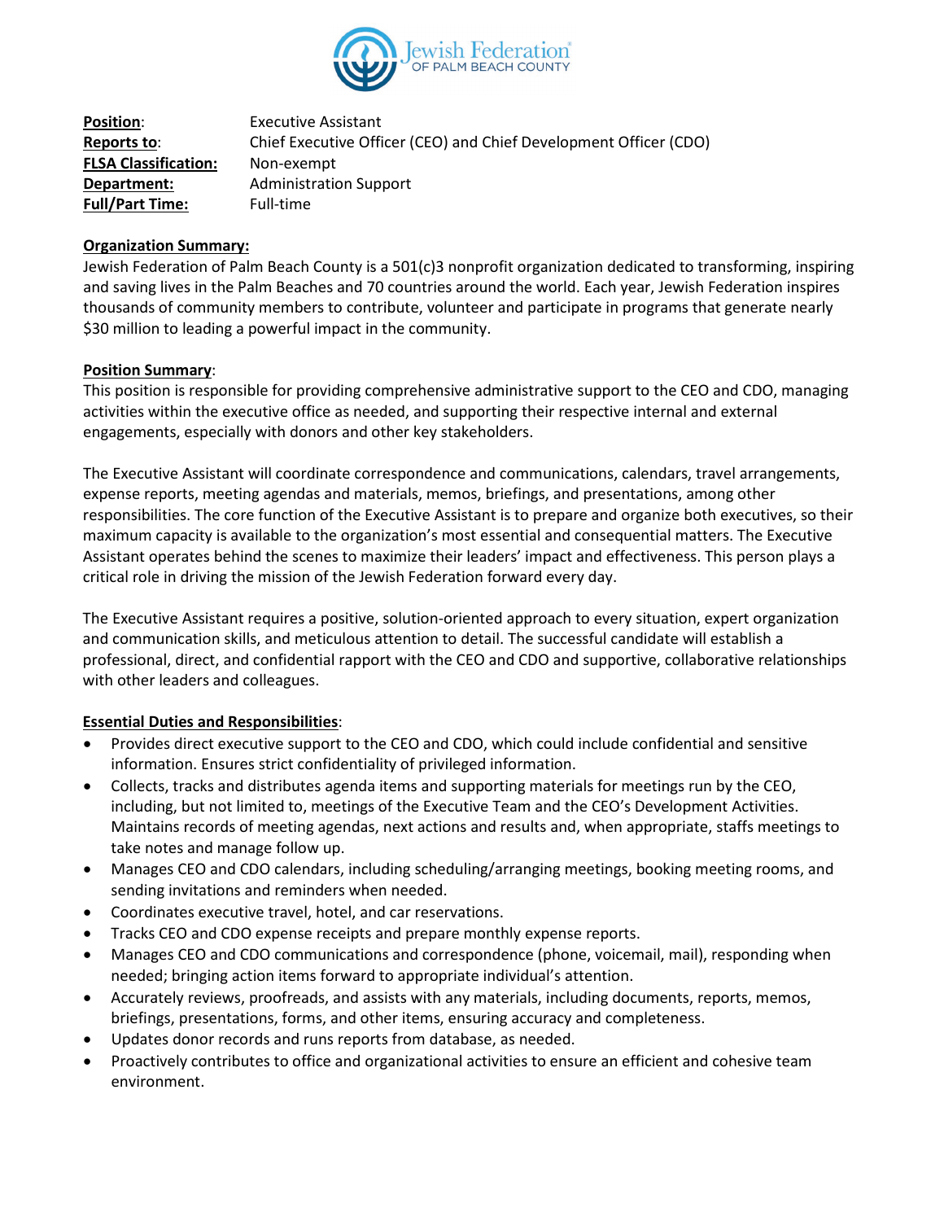**Position**: Executive Assistant
**Reports to**: Chief Executive Officer (CEO) and Chief Development Officer (CDO)
**FLSA Classification:** Non-exempt
**Department:** Administration Support
**Full/Part Time:** Full-time

**Organization Summary:**
Jewish Federation of Palm Beach County is a 501(c)3 nonprofit organization dedicated to transforming, inspiring and saving lives in the Palm Beaches and 70 countries around the world. Each year, Jewish Federation inspires thousands of community members to contribute, volunteer and participate in programs that generate nearly \$30 million to leading a powerful impact in the community.

**Position Summary**:
This position is responsible for providing comprehensive administrative support to the CEO and CDO, managing activities within the executive office as needed, and supporting their respective internal and external engagements, especially with donors and other key stakeholders.

The Executive Assistant will coordinate correspondence and communications, calendars, travel arrangements, expense reports, meeting agendas and materials, memos, briefings, and presentations, among other responsibilities. The core function of the Executive Assistant is to prepare and organize both executives, so their maximum capacity is available to the organization's most essential and consequential matters. The Executive Assistant operates behind the scenes to maximize their leaders' impact and effectiveness. This person plays a critical role in driving the mission of the Jewish Federation forward every day.

The Executive Assistant requires a positive, solution-oriented approach to every situation, expert organization and communication skills, and meticulous attention to detail. The successful candidate will establish a professional, direct, and confidential rapport with the CEO and CDO and supportive, collaborative relationships with other leaders and colleagues.

**Essential Duties and Responsibilities**:

- Provides direct executive support to the CEO and CDO, which could include confidential and sensitive information. Ensures strict confidentiality of privileged information.
- Collects, tracks and distributes agenda items and supporting materials for meetings run by the CEO, including, but not limited to, meetings of the Executive Team and the CEO's Development Activities. Maintains records of meeting agendas, next actions and results and, when appropriate, staffs meetings to take notes and manage follow up.
- Manages CEO and CDO calendars, including scheduling/arranging meetings, booking meeting rooms, and sending invitations and reminders when needed.
- Coordinates executive travel, hotel, and car reservations.
- Tracks CEO and CDO expense receipts and prepare monthly expense reports.
- Manages CEO and CDO communications and correspondence (phone, voicemail, mail), responding when needed; bringing action items forward to appropriate individual's attention.
- Accurately reviews, proofreads, and assists with any materials, including documents, reports, memos, briefings, presentations, forms, and other items, ensuring accuracy and completeness.
- Updates donor records and runs reports from database, as needed.
- Proactively contributes to office and organizational activities to ensure an efficient and cohesive team environment.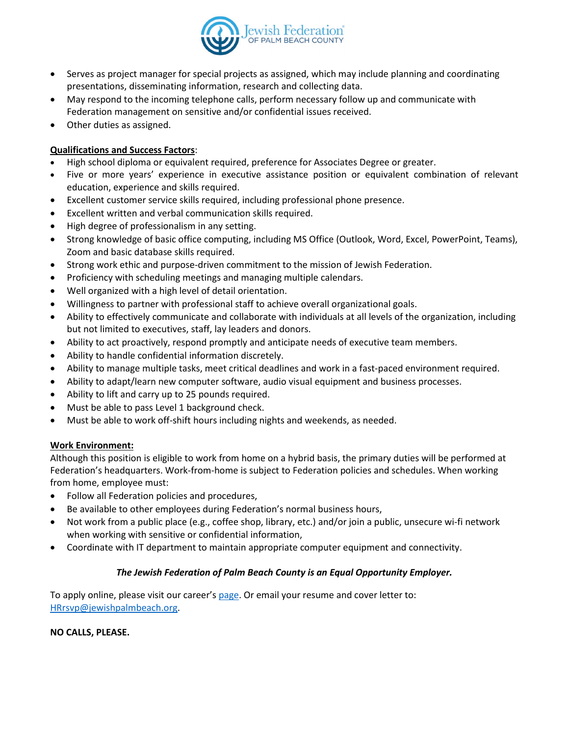- Serves as project manager for special projects as assigned, which may include planning and coordinating presentations, disseminating information, research and collecting data.
- May respond to the incoming telephone calls, perform necessary follow up and communicate with Federation management on sensitive and/or confidential issues received.
- Other duties as assigned.

**Qualifications and Success Factors**:

- High school diploma or equivalent required, preference for Associates Degree or greater.
- Five or more years' experience in executive assistance position or equivalent combination of relevant education, experience and skills required.
- Excellent customer service skills required, including professional phone presence.
- Excellent written and verbal communication skills required.
- High degree of professionalism in any setting.
- Strong knowledge of basic office computing, including MS Office (Outlook, Word, Excel, PowerPoint, Teams), Zoom and basic database skills required.
- Strong work ethic and purpose-driven commitment to the mission of Jewish Federation.
- Proficiency with scheduling meetings and managing multiple calendars.
- Well organized with a high level of detail orientation.
- Willingness to partner with professional staff to achieve overall organizational goals.
- Ability to effectively communicate and collaborate with individuals at all levels of the organization, including but not limited to executives, staff, lay leaders and donors.
- Ability to act proactively, respond promptly and anticipate needs of executive team members.
- Ability to handle confidential information discretely.
- Ability to manage multiple tasks, meet critical deadlines and work in a fast-paced environment required.
- Ability to adapt/learn new computer software, audio visual equipment and business processes.
- Ability to lift and carry up to 25 pounds required.
- Must be able to pass Level 1 background check.
- Must be able to work off-shift hours including nights and weekends, as needed.

**Work Environment:**

Although this position is eligible to work from home on a hybrid basis, the primary duties will be performed at Federation's headquarters. Work-from-home is subject to Federation policies and schedules. When working from home, employee must:

- Follow all Federation policies and procedures,
- Be available to other employees during Federation's normal business hours,
- Not work from a public place (e.g., coffee shop, library, etc.) and/or join a public, unsecure wi-fi network when working with sensitive or confidential information,
- Coordinate with IT department to maintain appropriate computer equipment and connectivity.

***The Jewish Federation of Palm Beach County is an Equal Opportunity Employer.***

To apply online, please visit our career's page. Or email your resume and cover letter to: HRrsvp@jewishpalmbeach.org.

**NO CALLS, PLEASE.**